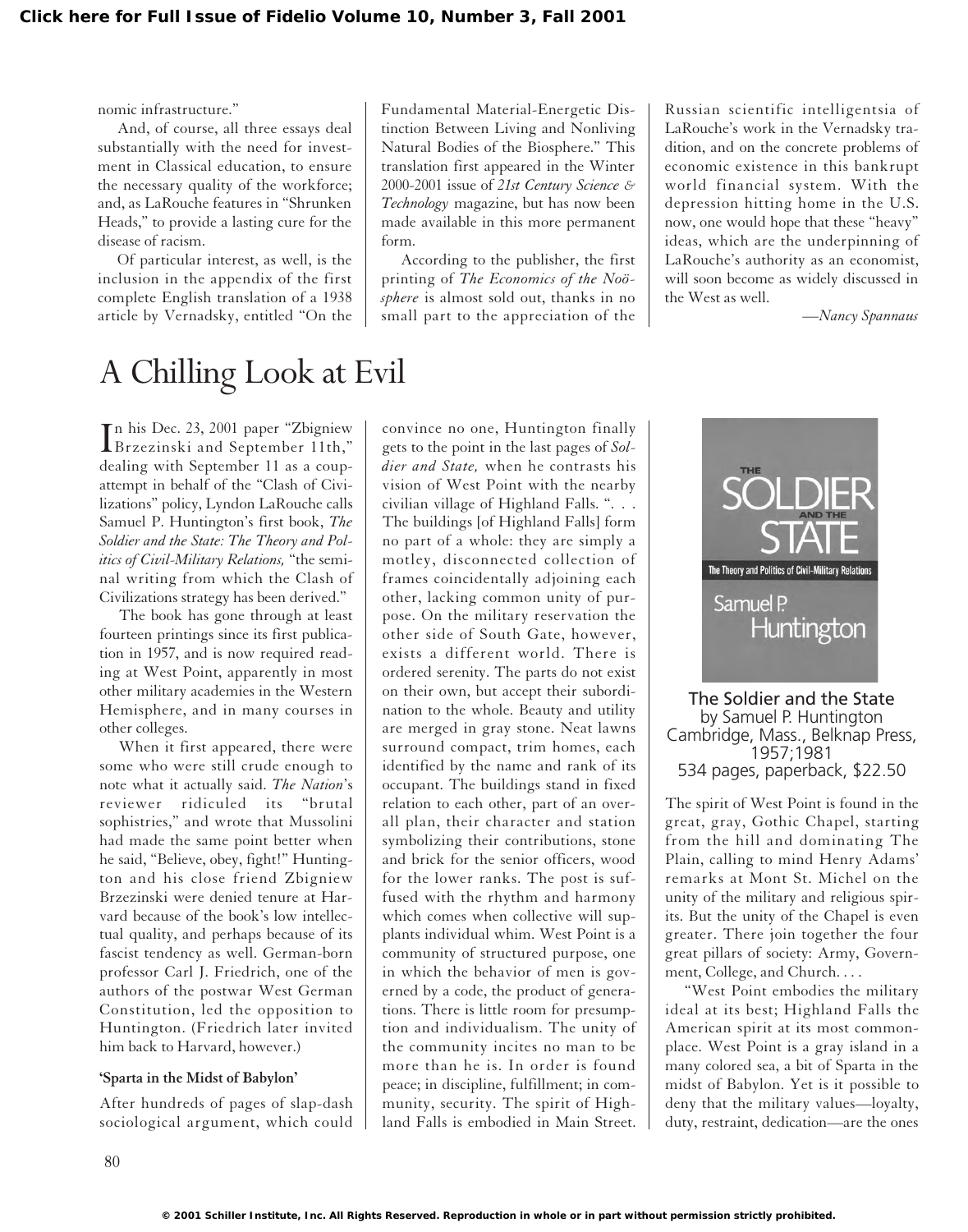nomic infrastructure."

And, of course, all three essays deal substantially with the need for investment in Classical education, to ensure the necessary quality of the workforce; and, as LaRouche features in "Shrunken Heads," to provide a lasting cure for the disease of racism.

Of particular interest, as well, is the inclusion in the appendix of the first complete English translation of a 1938 article by Vernadsky, entitled "On the Fundamental Material-Energetic Distinction Between Living and Nonliving Natural Bodies of the Biosphere." This translation first appeared in the Winter 2000-2001 issue of *21st Century Science & Technology* magazine, but has now been made available in this more permanent form.

According to the publisher, the first printing of *The Economics of the Noösphere* is almost sold out, thanks in no small part to the appreciation of the Russian scientific intelligentsia of LaRouche's work in the Vernadsky tradition, and on the concrete problems of economic existence in this bankrupt world financial system. With the depression hitting home in the U.S. now, one would hope that these "heavy" ideas, which are the underpinning of LaRouche's authority as an economist, will soon become as widely discussed in the West as well.

—*Nancy Spannaus*

# A Chilling Look at Evil

**The Soldier and the State**
by Samuel P. Huntington
Cambridge, Mass., Belknap Press, 1957;1981
534 pages, paperback, $22.50

In his Dec. 23, 2001 paper "Zbigniew Brzezinski and September 11th," dealing with September 11 as a coup-attempt in behalf of the "Clash of Civilizations" policy, Lyndon LaRouche calls Samuel P. Huntington's first book, *The Soldier and the State: The Theory and Politics of Civil-Military Relations,* "the seminal writing from which the Clash of Civilizations strategy has been derived."

The book has gone through at least fourteen printings since its first publication in 1957, and is now required reading at West Point, apparently in most other military academies in the Western Hemisphere, and in many courses in other colleges.

When it first appeared, there were some who were still crude enough to note what it actually said. *The Nation*'s reviewer ridiculed its "brutal sophistries," and wrote that Mussolini had made the same point better when he said, "Believe, obey, fight!" Huntington and his close friend Zbigniew Brzezinski were denied tenure at Harvard because of the book's low intellectual quality, and perhaps because of its fascist tendency as well. German-born professor Carl J. Friedrich, one of the authors of the postwar West German Constitution, led the opposition to Huntington. (Friedrich later invited him back to Harvard, however.)

### 'Sparta in the Midst of Babylon'

After hundreds of pages of slap-dash sociological argument, which could convince no one, Huntington finally gets to the point in the last pages of *Soldier and State,* when he contrasts his vision of West Point with the nearby civilian village of Highland Falls. ". . . The buildings [of Highland Falls] form no part of a whole: they are simply a motley, disconnected collection of frames coincidentally adjoining each other, lacking common unity of purpose. On the military reservation the other side of South Gate, however, exists a different world. There is ordered serenity. The parts do not exist on their own, but accept their subordination to the whole. Beauty and utility are merged in gray stone. Neat lawns surround compact, trim homes, each identified by the name and rank of its occupant. The buildings stand in fixed relation to each other, part of an overall plan, their character and station symbolizing their contributions, stone and brick for the senior officers, wood for the lower ranks. The post is suffused with the rhythm and harmony which comes when collective will supplants individual whim. West Point is a community of structured purpose, one in which the behavior of men is governed by a code, the product of generations. There is little room for presumption and individualism. The unity of the community incites no man to be more than he is. In order is found peace; in discipline, fulfillment; in community, security. The spirit of Highland Falls is embodied in Main Street. The spirit of West Point is found in the great, gray, Gothic Chapel, starting from the hill and dominating The Plain, calling to mind Henry Adams' remarks at Mont St. Michel on the unity of the military and religious spirits. But the unity of the Chapel is even greater. There join together the four great pillars of society: Army, Government, College, and Church. . . .

"West Point embodies the military ideal at its best; Highland Falls the American spirit at its most commonplace. West Point is a gray island in a many colored sea, a bit of Sparta in the midst of Babylon. Yet is it possible to deny that the military values—loyalty, duty, restraint, dedication—are the ones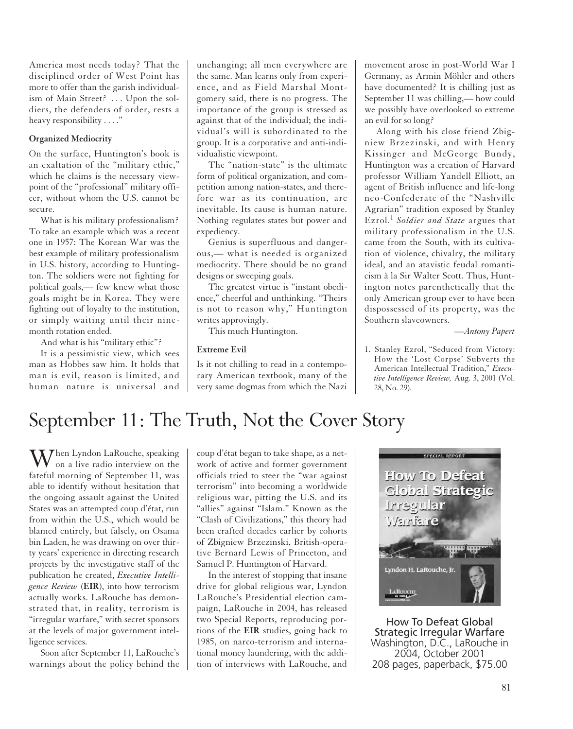America most needs today? That the disciplined order of West Point has more to offer than the garish individualism of Main Street? . . . Upon the soldiers, the defenders of order, rests a heavy responsibility . . . ."

**Organized Mediocrity**

On the surface, Huntington's book is an exaltation of the "military ethic," which he claims is the necessary viewpoint of the "professional" military officer, without whom the U.S. cannot be secure.

What is his military professionalism? To take an example which was a recent one in 1957: The Korean War was the best example of military professionalism in U.S. history, according to Huntington. The soldiers were not fighting for political goals,— few knew what those goals might be in Korea. They were fighting out of loyalty to the institution, or simply waiting until their nine-month rotation ended.

And what is his "military ethic"?

It is a pessimistic view, which sees man as Hobbes saw him. It holds that man is evil, reason is limited, and human nature is universal and unchanging; all men everywhere are the same. Man learns only from experience, and as Field Marshal Montgomery said, there is no progress. The importance of the group is stressed as against that of the individual; the individual's will is subordinated to the group. It is a corporative and anti-individualistic viewpoint.

The "nation-state" is the ultimate form of political organization, and competition among nation-states, and therefore war as its continuation, are inevitable. Its cause is human nature. Nothing regulates states but power and expediency.

Genius is superfluous and dangerous,— what is needed is organized mediocrity. There should be no grand designs or sweeping goals.

The greatest virtue is "instant obedience," cheerful and unthinking. "Theirs is not to reason why," Huntington writes approvingly.

This much Huntington.

**Extreme Evil**

Is it not chilling to read in a contemporary American textbook, many of the very same dogmas from which the Nazi movement arose in post-World War I Germany, as Armin Möhler and others have documented? It is chilling just as September 11 was chilling,— how could we possibly have overlooked so extreme an evil for so long?

Along with his close friend Zbigniew Brzezinski, and with Henry Kissinger and McGeorge Bundy, Huntington was a creation of Harvard professor William Yandell Elliott, an agent of British influence and life-long neo-Confederate of the "Nashville Agrarian" tradition exposed by Stanley Ezrol.[1] *Soldier and State* argues that military professionalism in the U.S. came from the South, with its cultivation of violence, chivalry, the military ideal, and an atavistic feudal romanticism à la Sir Walter Scott. Thus, Huntington notes parenthetically that the only American group ever to have been dispossessed of its property, was the Southern slaveowners.

—*Antony Papert*

1. Stanley Ezrol, "Seduced from Victory: How the 'Lost Corpse' Subverts the American Intellectual Tradition," *Executive Intelligence Review,* Aug. 3, 2001 (Vol. 28, No. 29).

# September 11: The Truth, Not the Cover Story

When Lyndon LaRouche, speaking on a live radio interview on the fateful morning of September 11, was able to identify without hesitation that the ongoing assault against the United States was an attempted coup d'état, run from within the U.S., which would be blamed entirely, but falsely, on Osama bin Laden, he was drawing on over thirty years' experience in directing research projects by the investigative staff of the publication he created, *Executive Intelligence Review* (**EIR**), into how terrorism actually works. LaRouche has demonstrated that, in reality, terrorism is "irregular warfare," with secret sponsors at the levels of major government intelligence services.

Soon after September 11, LaRouche's warnings about the policy behind the coup d'état began to take shape, as a network of active and former government officials tried to steer the "war against terrorism" into becoming a worldwide religious war, pitting the U.S. and its "allies" against "Islam." Known as the "Clash of Civilizations," this theory had been crafted decades earlier by cohorts of Zbigniew Brzezinski, British-operative Bernard Lewis of Princeton, and Samuel P. Huntington of Harvard.

In the interest of stopping that insane drive for global religious war, Lyndon LaRouche's Presidential election campaign, LaRouche in 2004, has released two Special Reports, reproducing portions of the **EIR** studies, going back to 1985, on narco-terrorism and international money laundering, with the addition of interviews with LaRouche, and

How To Defeat Global Strategic Irregular Warfare
Washington, D.C., LaRouche in 2004, October 2001
208 pages, paperback, $75.00